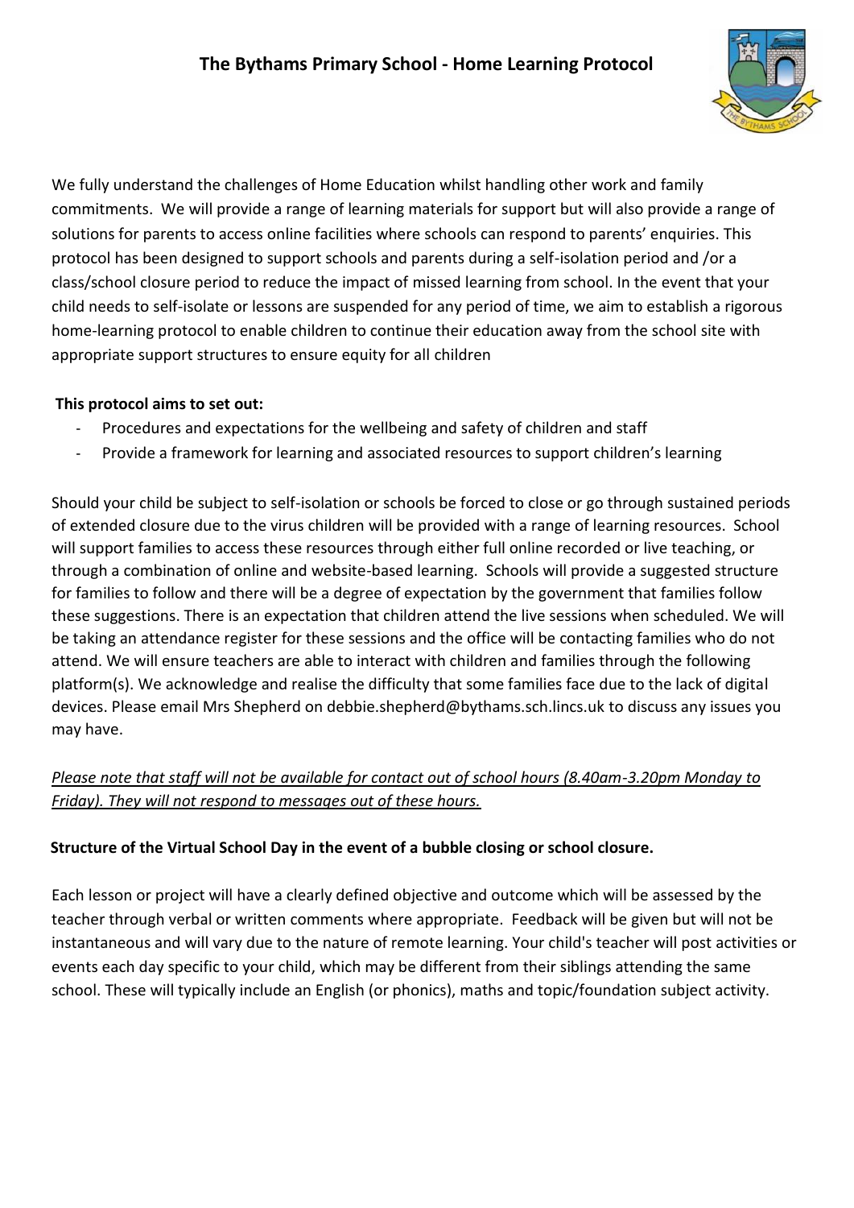# The Bythams Primary School - Home Learning Protocol

We fully understand the challenges of Home Education whilst handling other work and family commitments. We will provide a range of learning materials for support but will also provide a range of solutions for parents to access online facilities where schools can respond to parents' enquiries. This protocol has been designed to support schools and parents during a self-isolation period and /or a class/school closure period to reduce the impact of missed learning from school. In the event that your child needs to self-isolate or lessons are suspended for any period of time, we aim to establish a rigorous home-learning protocol to enable children to continue their education away from the school site with appropriate support structures to ensure equity for all children

**This protocol aims to set out:**

- Procedures and expectations for the wellbeing and safety of children and staff
- Provide a framework for learning and associated resources to support children's learning

Should your child be subject to self-isolation or schools be forced to close or go through sustained periods of extended closure due to the virus children will be provided with a range of learning resources. School will support families to access these resources through either full online recorded or live teaching, or through a combination of online and website-based learning. Schools will provide a suggested structure for families to follow and there will be a degree of expectation by the government that families follow these suggestions. There is an expectation that children attend the live sessions when scheduled. We will be taking an attendance register for these sessions and the office will be contacting families who do not attend. We will ensure teachers are able to interact with children and families through the following platform(s). We acknowledge and realise the difficulty that some families face due to the lack of digital devices. Please email Mrs Shepherd on debbie.shepherd@bythams.sch.lincs.uk to discuss any issues you may have.

*Please note that staff will not be available for contact out of school hours (8.40am-3.20pm Monday to Friday). They will not respond to messages out of these hours.*

**Structure of the Virtual School Day in the event of a bubble closing or school closure.**

Each lesson or project will have a clearly defined objective and outcome which will be assessed by the teacher through verbal or written comments where appropriate. Feedback will be given but will not be instantaneous and will vary due to the nature of remote learning. Your child's teacher will post activities or events each day specific to your child, which may be different from their siblings attending the same school. These will typically include an English (or phonics), maths and topic/foundation subject activity.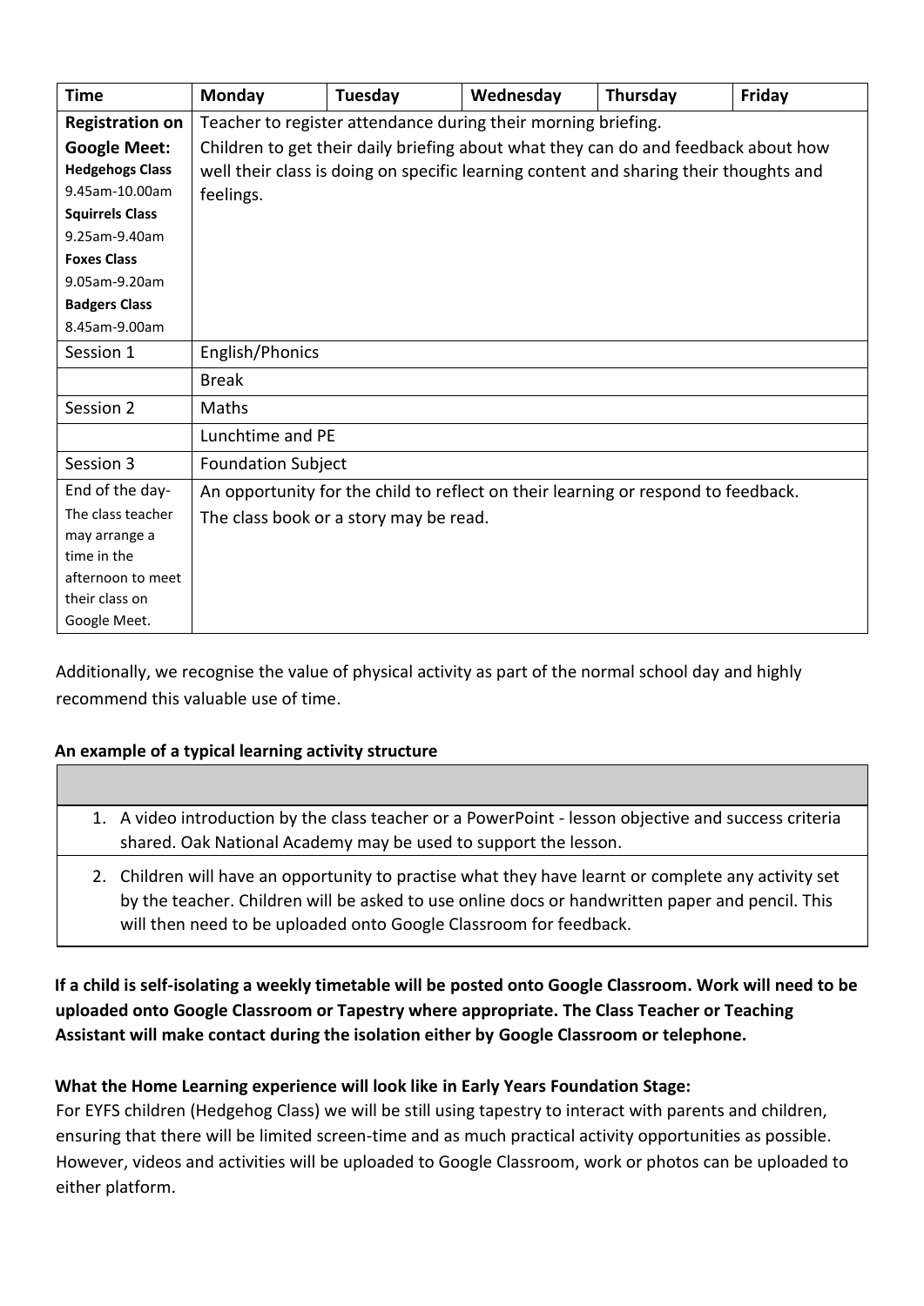| Time | Monday | Tuesday | Wednesday | Thursday | Friday |
|---|---|---|---|---|---|
| **Registration on Google Meet:** **Hedgehogs Class** 9.45am-10.00am **Squirrels Class** 9.25am-9.40am **Foxes Class** 9.05am-9.20am **Badgers Class** 8.45am-9.00am | Teacher to register attendance during their morning briefing. Children to get their daily briefing about what they can do and feedback about how well their class is doing on specific learning content and sharing their thoughts and feelings. | | | | |
| Session 1 | English/Phonics | | | | |
| | Break | | | | |
| Session 2 | Maths | | | | |
| | Lunchtime and PE | | | | |
| Session 3 | Foundation Subject | | | | |
| End of the day- The class teacher may arrange a time in the afternoon to meet their class on Google Meet. | An opportunity for the child to reflect on their learning or respond to feedback. The class book or a story may be read. | | | | |

Additionally, we recognise the value of physical activity as part of the normal school day and highly recommend this valuable use of time.

**An example of a typical learning activity structure**

1. A video introduction by the class teacher or a PowerPoint - lesson objective and success criteria shared. Oak National Academy may be used to support the lesson.
2. Children will have an opportunity to practise what they have learnt or complete any activity set by the teacher. Children will be asked to use online docs or handwritten paper and pencil. This will then need to be uploaded onto Google Classroom for feedback.

**If a child is self-isolating a weekly timetable will be posted onto Google Classroom. Work will need to be uploaded onto Google Classroom or Tapestry where appropriate. The Class Teacher or Teaching Assistant will make contact during the isolation either by Google Classroom or telephone.**

**What the Home Learning experience will look like in Early Years Foundation Stage:**

For EYFS children (Hedgehog Class) we will be still using tapestry to interact with parents and children, ensuring that there will be limited screen-time and as much practical activity opportunities as possible. However, videos and activities will be uploaded to Google Classroom, work or photos can be uploaded to either platform.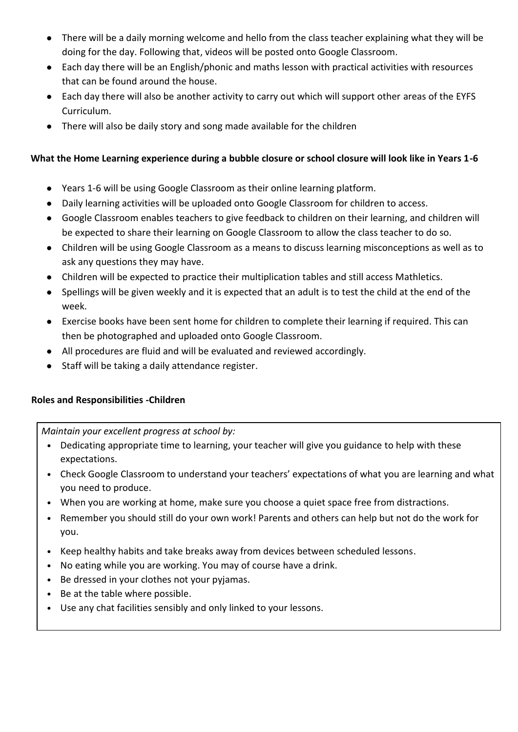- There will be a daily morning welcome and hello from the class teacher explaining what they will be doing for the day. Following that, videos will be posted onto Google Classroom.
- Each day there will be an English/phonic and maths lesson with practical activities with resources that can be found around the house.
- Each day there will also be another activity to carry out which will support other areas of the EYFS Curriculum.
- There will also be daily story and song made available for the children

**What the Home Learning experience during a bubble closure or school closure will look like in Years 1-6**

- Years 1-6 will be using Google Classroom as their online learning platform.
- Daily learning activities will be uploaded onto Google Classroom for children to access.
- Google Classroom enables teachers to give feedback to children on their learning, and children will be expected to share their learning on Google Classroom to allow the class teacher to do so.
- Children will be using Google Classroom as a means to discuss learning misconceptions as well as to ask any questions they may have.
- Children will be expected to practice their multiplication tables and still access Mathletics.
- Spellings will be given weekly and it is expected that an adult is to test the child at the end of the week.
- Exercise books have been sent home for children to complete their learning if required. This can then be photographed and uploaded onto Google Classroom.
- All procedures are fluid and will be evaluated and reviewed accordingly.
- Staff will be taking a daily attendance register.

**Roles and Responsibilities -Children**

*Maintain your excellent progress at school by:*

- Dedicating appropriate time to learning, your teacher will give you guidance to help with these expectations.
- Check Google Classroom to understand your teachers' expectations of what you are learning and what you need to produce.
- When you are working at home, make sure you choose a quiet space free from distractions.
- Remember you should still do your own work! Parents and others can help but not do the work for you.
- Keep healthy habits and take breaks away from devices between scheduled lessons.
- No eating while you are working. You may of course have a drink.
- Be dressed in your clothes not your pyjamas.
- Be at the table where possible.
- Use any chat facilities sensibly and only linked to your lessons.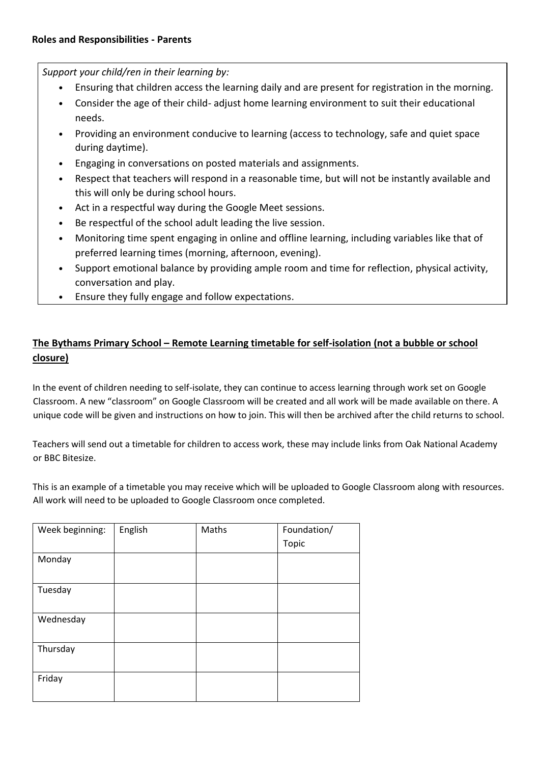**Roles and Responsibilities - Parents**

*Support your child/ren in their learning by:*

- Ensuring that children access the learning daily and are present for registration in the morning.
- Consider the age of their child- adjust home learning environment to suit their educational needs.
- Providing an environment conducive to learning (access to technology, safe and quiet space during daytime).
- Engaging in conversations on posted materials and assignments.
- Respect that teachers will respond in a reasonable time, but will not be instantly available and this will only be during school hours.
- Act in a respectful way during the Google Meet sessions.
- Be respectful of the school adult leading the live session.
- Monitoring time spent engaging in online and offline learning, including variables like that of preferred learning times (morning, afternoon, evening).
- Support emotional balance by providing ample room and time for reflection, physical activity, conversation and play.
- Ensure they fully engage and follow expectations.

**The Bythams Primary School – Remote Learning timetable for self-isolation (not a bubble or school closure)**

In the event of children needing to self-isolate, they can continue to access learning through work set on Google Classroom. A new "classroom" on Google Classroom will be created and all work will be made available on there. A unique code will be given and instructions on how to join. This will then be archived after the child returns to school.

Teachers will send out a timetable for children to access work, these may include links from Oak National Academy or BBC Bitesize.

This is an example of a timetable you may receive which will be uploaded to Google Classroom along with resources. All work will need to be uploaded to Google Classroom once completed.

| Week beginning: | English | Maths | Foundation/ Topic |
|---|---|---|---|
| Monday | | | |
| Tuesday | | | |
| Wednesday | | | |
| Thursday | | | |
| Friday | | | |